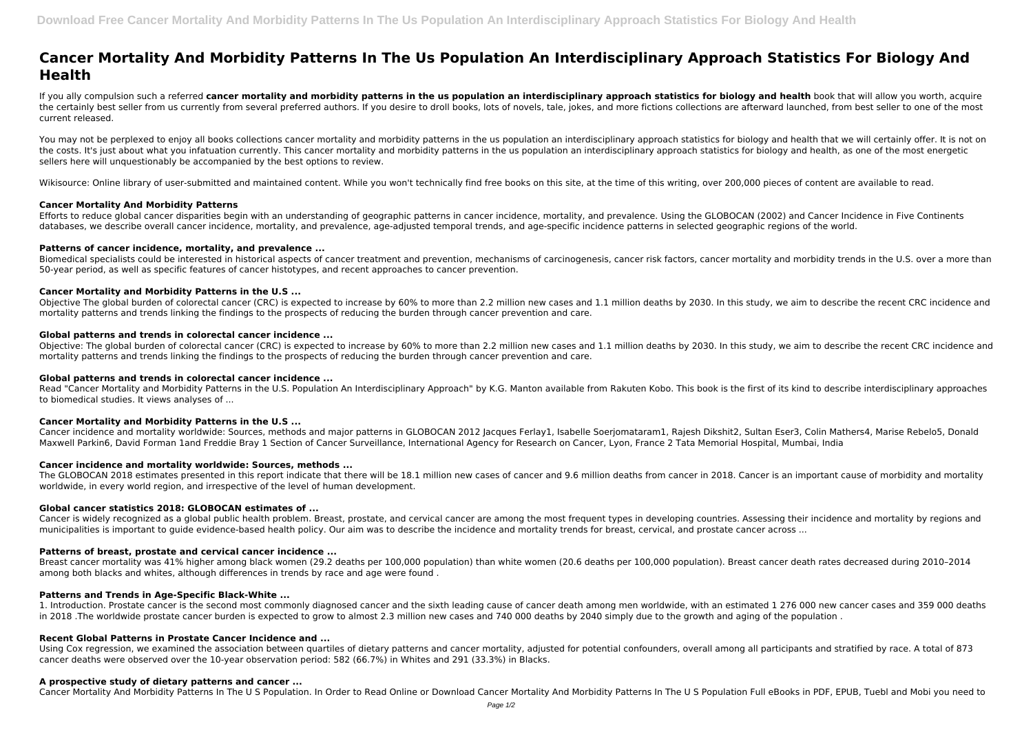# Cancer Mortality And Morbidity Patterns In The Us Population An Interdisciplinary Approach Statistics For Biology And Health

If you ally compulsion such a referred **cancer mortality and morbidity patterns in the us population an interdisciplinary approach statistics for biology and health** book that will allow you worth, acquire the certainly best seller from us currently from several preferred authors. If you desire to droll books, lots of novels, tale, jokes, and more fictions collections are afterward launched, from best seller to one of the most current released.

You may not be perplexed to enjoy all books collections cancer mortality and morbidity patterns in the us population an interdisciplinary approach statistics for biology and health that we will certainly offer. It is not on the costs. It's just about what you infatuation currently. This cancer mortality and morbidity patterns in the us population an interdisciplinary approach statistics for biology and health, as one of the most energetic sellers here will unquestionably be accompanied by the best options to review.

Wikisource: Online library of user-submitted and maintained content. While you won't technically find free books on this site, at the time of this writing, over 200,000 pieces of content are available to read.

### Cancer Mortality And Morbidity Patterns

Efforts to reduce global cancer disparities begin with an understanding of geographic patterns in cancer incidence, mortality, and prevalence. Using the GLOBOCAN (2002) and Cancer Incidence in Five Continents databases, we describe overall cancer incidence, mortality, and prevalence, age-adjusted temporal trends, and age-specific incidence patterns in selected geographic regions of the world.

### Patterns of cancer incidence, mortality, and prevalence ...

Biomedical specialists could be interested in historical aspects of cancer treatment and prevention, mechanisms of carcinogenesis, cancer risk factors, cancer mortality and morbidity trends in the U.S. over a more than 50-year period, as well as specific features of cancer histotypes, and recent approaches to cancer prevention.

### Cancer Mortality and Morbidity Patterns in the U.S ...

Objective The global burden of colorectal cancer (CRC) is expected to increase by 60% to more than 2.2 million new cases and 1.1 million deaths by 2030. In this study, we aim to describe the recent CRC incidence and mortality patterns and trends linking the findings to the prospects of reducing the burden through cancer prevention and care.

### Global patterns and trends in colorectal cancer incidence ...

Objective: The global burden of colorectal cancer (CRC) is expected to increase by 60% to more than 2.2 million new cases and 1.1 million deaths by 2030. In this study, we aim to describe the recent CRC incidence and mortality patterns and trends linking the findings to the prospects of reducing the burden through cancer prevention and care.

### Global patterns and trends in colorectal cancer incidence ...

Read "Cancer Mortality and Morbidity Patterns in the U.S. Population An Interdisciplinary Approach" by K.G. Manton available from Rakuten Kobo. This book is the first of its kind to describe interdisciplinary approaches to biomedical studies. It views analyses of ...

### Cancer Mortality and Morbidity Patterns in the U.S ...

Cancer incidence and mortality worldwide: Sources, methods and major patterns in GLOBOCAN 2012 Jacques Ferlay1, Isabelle Soerjomataram1, Rajesh Dikshit2, Sultan Eser3, Colin Mathers4, Marise Rebelo5, Donald Maxwell Parkin6, David Forman 1and Freddie Bray 1 Section of Cancer Surveillance, International Agency for Research on Cancer, Lyon, France 2 Tata Memorial Hospital, Mumbai, India

### Cancer incidence and mortality worldwide: Sources, methods ...

The GLOBOCAN 2018 estimates presented in this report indicate that there will be 18.1 million new cases of cancer and 9.6 million deaths from cancer in 2018. Cancer is an important cause of morbidity and mortality worldwide, in every world region, and irrespective of the level of human development.

### Global cancer statistics 2018: GLOBOCAN estimates of ...

Cancer is widely recognized as a global public health problem. Breast, prostate, and cervical cancer are among the most frequent types in developing countries. Assessing their incidence and mortality by regions and municipalities is important to guide evidence-based health policy. Our aim was to describe the incidence and mortality trends for breast, cervical, and prostate cancer across ...

### Patterns of breast, prostate and cervical cancer incidence ...

Breast cancer mortality was 41% higher among black women (29.2 deaths per 100,000 population) than white women (20.6 deaths per 100,000 population). Breast cancer death rates decreased during 2010–2014 among both blacks and whites, although differences in trends by race and age were found .

### Patterns and Trends in Age-Specific Black-White ...

1. Introduction. Prostate cancer is the second most commonly diagnosed cancer and the sixth leading cause of cancer death among men worldwide, with an estimated 1 276 000 new cancer cases and 359 000 deaths in 2018 .The worldwide prostate cancer burden is expected to grow to almost 2.3 million new cases and 740 000 deaths by 2040 simply due to the growth and aging of the population .

### Recent Global Patterns in Prostate Cancer Incidence and ...

Using Cox regression, we examined the association between quartiles of dietary patterns and cancer mortality, adjusted for potential confounders, overall among all participants and stratified by race. A total of 873 cancer deaths were observed over the 10-year observation period: 582 (66.7%) in Whites and 291 (33.3%) in Blacks.

### A prospective study of dietary patterns and cancer ...

Cancer Mortality And Morbidity Patterns In The U S Population. In Order to Read Online or Download Cancer Mortality And Morbidity Patterns In The U S Population Full eBooks in PDF, EPUB, Tuebl and Mobi you need to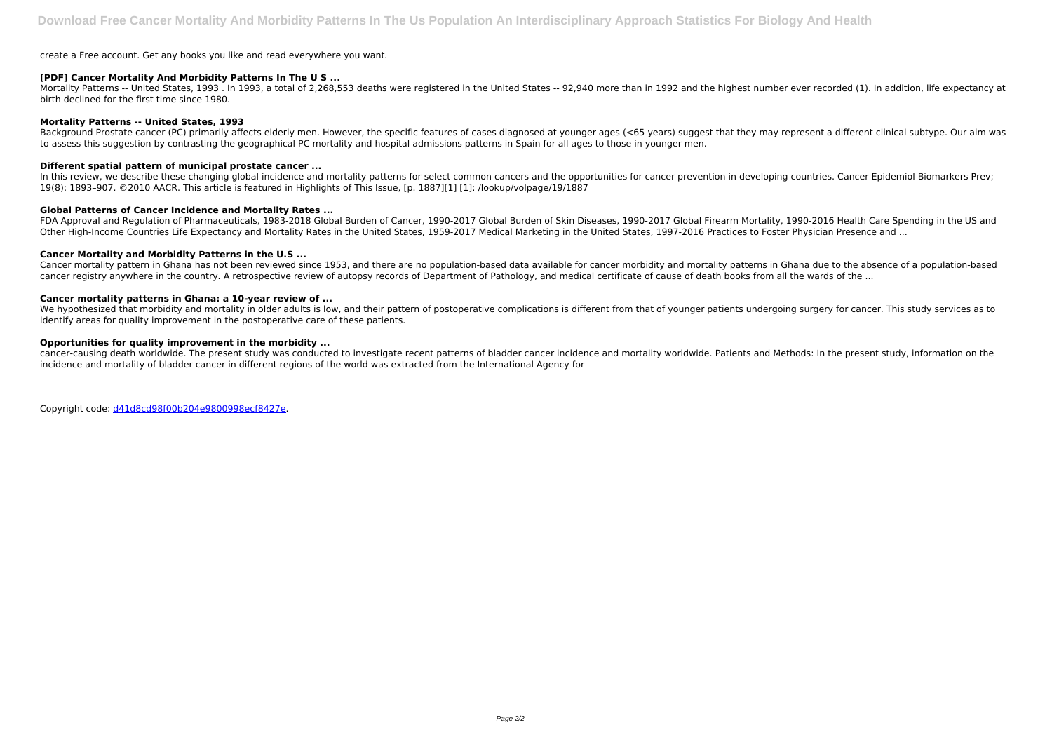create a Free account. Get any books you like and read everywhere you want.

### [PDF] Cancer Mortality And Morbidity Patterns In The U S ...

Mortality Patterns -- United States, 1993 . In 1993, a total of 2,268,553 deaths were registered in the United States -- 92,940 more than in 1992 and the highest number ever recorded (1). In addition, life expectancy at birth declined for the first time since 1980.

### Mortality Patterns -- United States, 1993

Background Prostate cancer (PC) primarily affects elderly men. However, the specific features of cases diagnosed at younger ages (<65 years) suggest that they may represent a different clinical subtype. Our aim was to assess this suggestion by contrasting the geographical PC mortality and hospital admissions patterns in Spain for all ages to those in younger men.

### Different spatial pattern of municipal prostate cancer ...

In this review, we describe these changing global incidence and mortality patterns for select common cancers and the opportunities for cancer prevention in developing countries. Cancer Epidemiol Biomarkers Prev; 19(8); 1893–907. ©2010 AACR. This article is featured in Highlights of This Issue, [p. 1887][1] [1]: /lookup/volpage/19/1887

### Global Patterns of Cancer Incidence and Mortality Rates ...

FDA Approval and Regulation of Pharmaceuticals, 1983-2018 Global Burden of Cancer, 1990-2017 Global Burden of Skin Diseases, 1990-2017 Global Firearm Mortality, 1990-2016 Health Care Spending in the US and Other High-Income Countries Life Expectancy and Mortality Rates in the United States, 1959-2017 Medical Marketing in the United States, 1997-2016 Practices to Foster Physician Presence and ...

### Cancer Mortality and Morbidity Patterns in the U.S ...

Cancer mortality pattern in Ghana has not been reviewed since 1953, and there are no population-based data available for cancer morbidity and mortality patterns in Ghana due to the absence of a population-based cancer registry anywhere in the country. A retrospective review of autopsy records of Department of Pathology, and medical certificate of cause of death books from all the wards of the ...

### Cancer mortality patterns in Ghana: a 10-year review of ...

We hypothesized that morbidity and mortality in older adults is low, and their pattern of postoperative complications is different from that of younger patients undergoing surgery for cancer. This study services as to identify areas for quality improvement in the postoperative care of these patients.

### Opportunities for quality improvement in the morbidity ...

cancer-causing death worldwide. The present study was conducted to investigate recent patterns of bladder cancer incidence and mortality worldwide. Patients and Methods: In the present study, information on the incidence and mortality of bladder cancer in different regions of the world was extracted from the International Agency for

Copyright code: d41d8cd98f00b204e9800998ecf8427e.